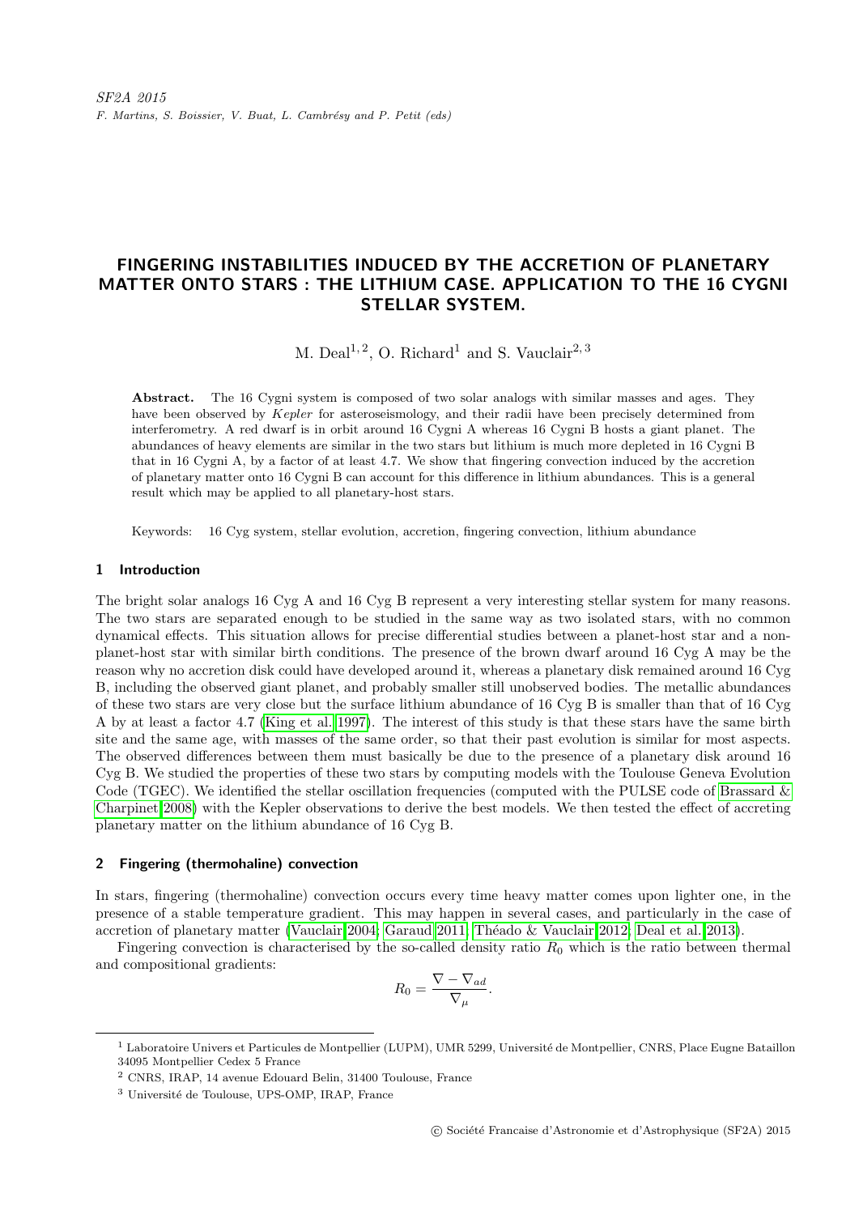SF2A 2015

F. Martins, S. Boissier, V. Buat, L. Cambrésy and P. Petit (eds)

# FINGERING INSTABILITIES INDUCED BY THE ACCRETION OF PLANETARY MATTER ONTO STARS : THE LITHIUM CASE. APPLICATION TO THE 16 CYGNI STELLAR SYSTEM.

M. Deal[1,2], O. Richard[1] and S. Vauclair[2,3]

**Abstract.** The 16 Cygni system is composed of two solar analogs with similar masses and ages. They have been observed by *Kepler* for asteroseismology, and their radii have been precisely determined from interferometry. A red dwarf is in orbit around 16 Cygni A whereas 16 Cygni B hosts a giant planet. The abundances of heavy elements are similar in the two stars but lithium is much more depleted in 16 Cygni B that in 16 Cygni A, by a factor of at least 4.7. We show that fingering convection induced by the accretion of planetary matter onto 16 Cygni B can account for this difference in lithium abundances. This is a general result which may be applied to all planetary-host stars.

Keywords: 16 Cyg system, stellar evolution, accretion, fingering convection, lithium abundance

## 1 Introduction

The bright solar analogs 16 Cyg A and 16 Cyg B represent a very interesting stellar system for many reasons. The two stars are separated enough to be studied in the same way as two isolated stars, with no common dynamical effects. This situation allows for precise differential studies between a planet-host star and a non-planet-host star with similar birth conditions. The presence of the brown dwarf around 16 Cyg A may be the reason why no accretion disk could have developed around it, whereas a planetary disk remained around 16 Cyg B, including the observed giant planet, and probably smaller still unobserved bodies. The metallic abundances of these two stars are very close but the surface lithium abundance of 16 Cyg B is smaller than that of 16 Cyg A by at least a factor 4.7 (King et al. 1997). The interest of this study is that these stars have the same birth site and the same age, with masses of the same order, so that their past evolution is similar for most aspects. The observed differences between them must basically be due to the presence of a planetary disk around 16 Cyg B. We studied the properties of these two stars by computing models with the Toulouse Geneva Evolution Code (TGEC). We identified the stellar oscillation frequencies (computed with the PULSE code of Brassard & Charpinet 2008) with the Kepler observations to derive the best models. We then tested the effect of accreting planetary matter on the lithium abundance of 16 Cyg B.

## 2 Fingering (thermohaline) convection

In stars, fingering (thermohaline) convection occurs every time heavy matter comes upon lighter one, in the presence of a stable temperature gradient. This may happen in several cases, and particularly in the case of accretion of planetary matter (Vauclair 2004; Garaud 2011; Théado & Vauclair 2012; Deal et al. 2013).

Fingering convection is characterised by the so-called density ratio $R_0$ which is the ratio between thermal and compositional gradients:

$$R_0 = \frac{\nabla - \nabla_{ad}}{\nabla_\mu}.$$

[1] Laboratoire Univers et Particules de Montpellier (LUPM), UMR 5299, Université de Montpellier, CNRS, Place Eugne Bataillon 34095 Montpellier Cedex 5 France

[2] CNRS, IRAP, 14 avenue Edouard Belin, 31400 Toulouse, France

[3] Université de Toulouse, UPS-OMP, IRAP, France

© Société Francaise d'Astronomie et d'Astrophysique (SF2A) 2015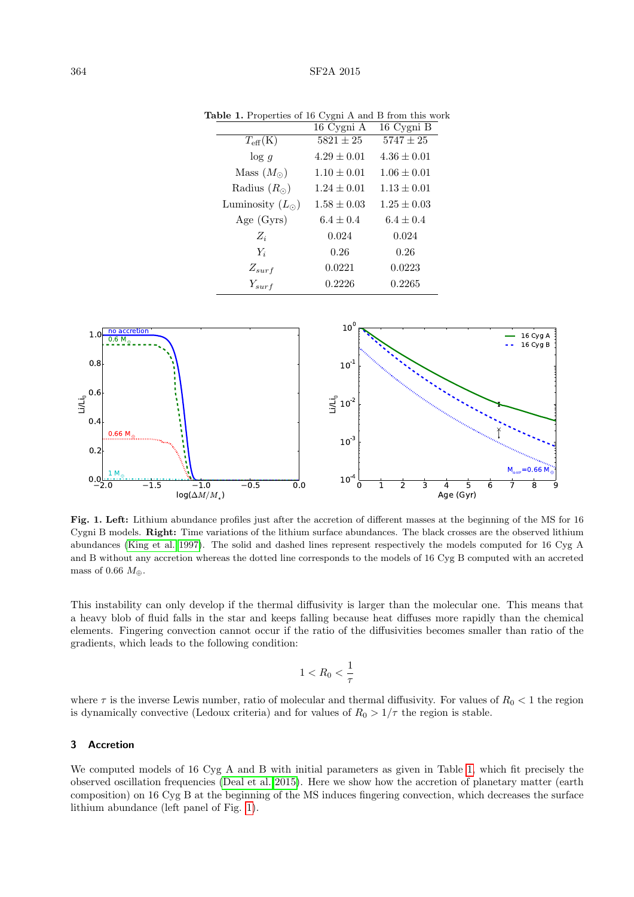**Table 1.** Properties of 16 Cygni A and B from this work

| | 16 Cygni A | 16 Cygni B |
|---|---|---|
| $T_{\rm eff}$(K) | $5821 \pm 25$ | $5747 \pm 25$ |
| $\log g$ | $4.29 \pm 0.01$ | $4.36 \pm 0.01$ |
| Mass ($M_{\odot}$) | $1.10 \pm 0.01$ | $1.06 \pm 0.01$ |
| Radius ($R_{\odot}$) | $1.24 \pm 0.01$ | $1.13 \pm 0.01$ |
| Luminosity ($L_{\odot}$) | $1.58 \pm 0.03$ | $1.25 \pm 0.03$ |
| Age (Gyrs) | $6.4 \pm 0.4$ | $6.4 \pm 0.4$ |
| $Z_i$ | 0.024 | 0.024 |
| $Y_i$ | 0.26 | 0.26 |
| $Z_{surf}$ | 0.0221 | 0.0223 |
| $Y_{surf}$ | 0.2226 | 0.2265 |

**Fig. 1. Left:** Lithium abundance profiles just after the accretion of different masses at the beginning of the MS for 16 Cygni B models. **Right:** Time variations of the lithium surface abundances. The black crosses are the observed lithium abundances (King et al. 1997). The solid and dashed lines represent respectively the models computed for 16 Cyg A and B without any accretion whereas the dotted line corresponds to the models of 16 Cyg B computed with an accreted mass of 0.66 $M_{\oplus}$.

This instability can only develop if the thermal diffusivity is larger than the molecular one. This means that a heavy blob of fluid falls in the star and keeps falling because heat diffuses more rapidly than the chemical elements. Fingering convection cannot occur if the ratio of the diffusivities becomes smaller than ratio of the gradients, which leads to the following condition:

$$1 < R_0 < \frac{1}{\tau}$$

where $\tau$ is the inverse Lewis number, ratio of molecular and thermal diffusivity. For values of $R_0 < 1$ the region is dynamically convective (Ledoux criteria) and for values of $R_0 > 1/\tau$ the region is stable.

## 3 Accretion

We computed models of 16 Cyg A and B with initial parameters as given in Table 1, which fit precisely the observed oscillation frequencies (Deal et al. 2015). Here we show how the accretion of planetary matter (earth composition) on 16 Cyg B at the beginning of the MS induces fingering convection, which decreases the surface lithium abundance (left panel of Fig. 1).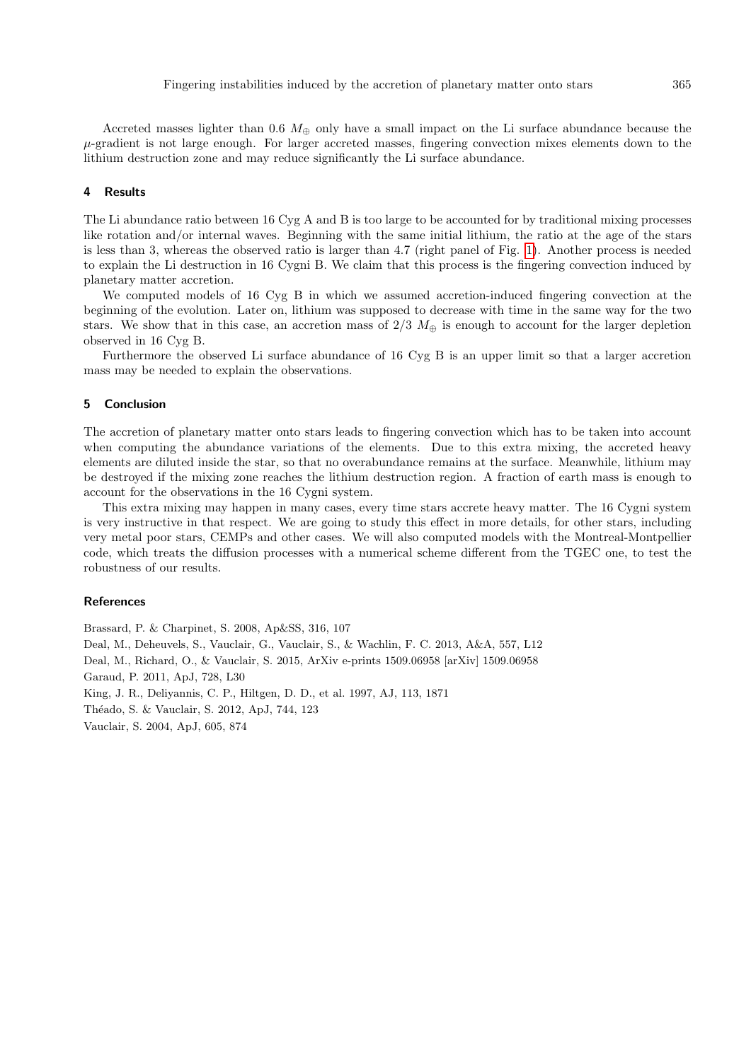Accreted masses lighter than 0.6 $M_{\oplus}$ only have a small impact on the Li surface abundance because the $\mu$-gradient is not large enough. For larger accreted masses, fingering convection mixes elements down to the lithium destruction zone and may reduce significantly the Li surface abundance.

## 4 Results

The Li abundance ratio between 16 Cyg A and B is too large to be accounted for by traditional mixing processes like rotation and/or internal waves. Beginning with the same initial lithium, the ratio at the age of the stars is less than 3, whereas the observed ratio is larger than 4.7 (right panel of Fig. 1). Another process is needed to explain the Li destruction in 16 Cygni B. We claim that this process is the fingering convection induced by planetary matter accretion.

We computed models of 16 Cyg B in which we assumed accretion-induced fingering convection at the beginning of the evolution. Later on, lithium was supposed to decrease with time in the same way for the two stars. We show that in this case, an accretion mass of $2/3\ M_{\oplus}$ is enough to account for the larger depletion observed in 16 Cyg B.

Furthermore the observed Li surface abundance of 16 Cyg B is an upper limit so that a larger accretion mass may be needed to explain the observations.

## 5 Conclusion

The accretion of planetary matter onto stars leads to fingering convection which has to be taken into account when computing the abundance variations of the elements. Due to this extra mixing, the accreted heavy elements are diluted inside the star, so that no overabundance remains at the surface. Meanwhile, lithium may be destroyed if the mixing zone reaches the lithium destruction region. A fraction of earth mass is enough to account for the observations in the 16 Cygni system.

This extra mixing may happen in many cases, every time stars accrete heavy matter. The 16 Cygni system is very instructive in that respect. We are going to study this effect in more details, for other stars, including very metal poor stars, CEMPs and other cases. We will also computed models with the Montreal-Montpellier code, which treats the diffusion processes with a numerical scheme different from the TGEC one, to test the robustness of our results.

## References

Brassard, P. & Charpinet, S. 2008, Ap&SS, 316, 107

Deal, M., Deheuvels, S., Vauclair, G., Vauclair, S., & Wachlin, F. C. 2013, A&A, 557, L12

Deal, M., Richard, O., & Vauclair, S. 2015, ArXiv e-prints 1509.06958 [arXiv] 1509.06958

Garaud, P. 2011, ApJ, 728, L30

King, J. R., Deliyannis, C. P., Hiltgen, D. D., et al. 1997, AJ, 113, 1871

Théado, S. & Vauclair, S. 2012, ApJ, 744, 123

Vauclair, S. 2004, ApJ, 605, 874